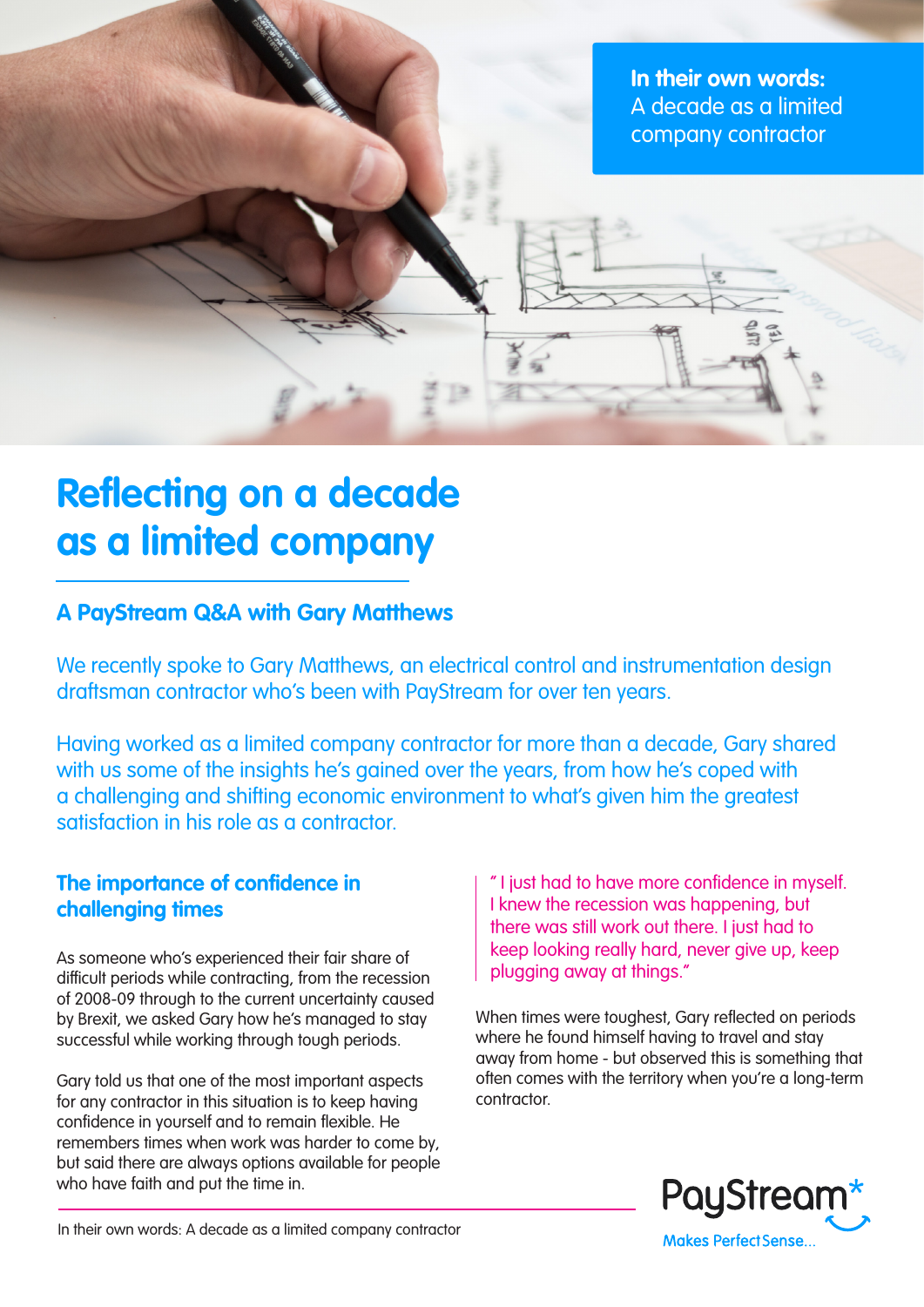**In their own words:**
A decade as a limited company contractor

# Reflecting on a decade as a limited company

## A PayStream Q&A with Gary Matthews

We recently spoke to Gary Matthews, an electrical control and instrumentation design draftsman contractor who's been with PayStream for over ten years.

Having worked as a limited company contractor for more than a decade, Gary shared with us some of the insights he's gained over the years, from how he's coped with a challenging and shifting economic environment to what's given him the greatest satisfaction in his role as a contractor.

### The importance of confidence in challenging times

As someone who's experienced their fair share of difficult periods while contracting, from the recession of 2008-09 through to the current uncertainty caused by Brexit, we asked Gary how he's managed to stay successful while working through tough periods.

Gary told us that one of the most important aspects for any contractor in this situation is to keep having confidence in yourself and to remain flexible. He remembers times when work was harder to come by, but said there are always options available for people who have faith and put the time in.

> " I just had to have more confidence in myself. I knew the recession was happening, but there was still work out there. I just had to keep looking really hard, never give up, keep plugging away at things."

When times were toughest, Gary reflected on periods where he found himself having to travel and stay away from home - but observed this is something that often comes with the territory when you're a long-term contractor.

PayStream*
Makes Perfect Sense...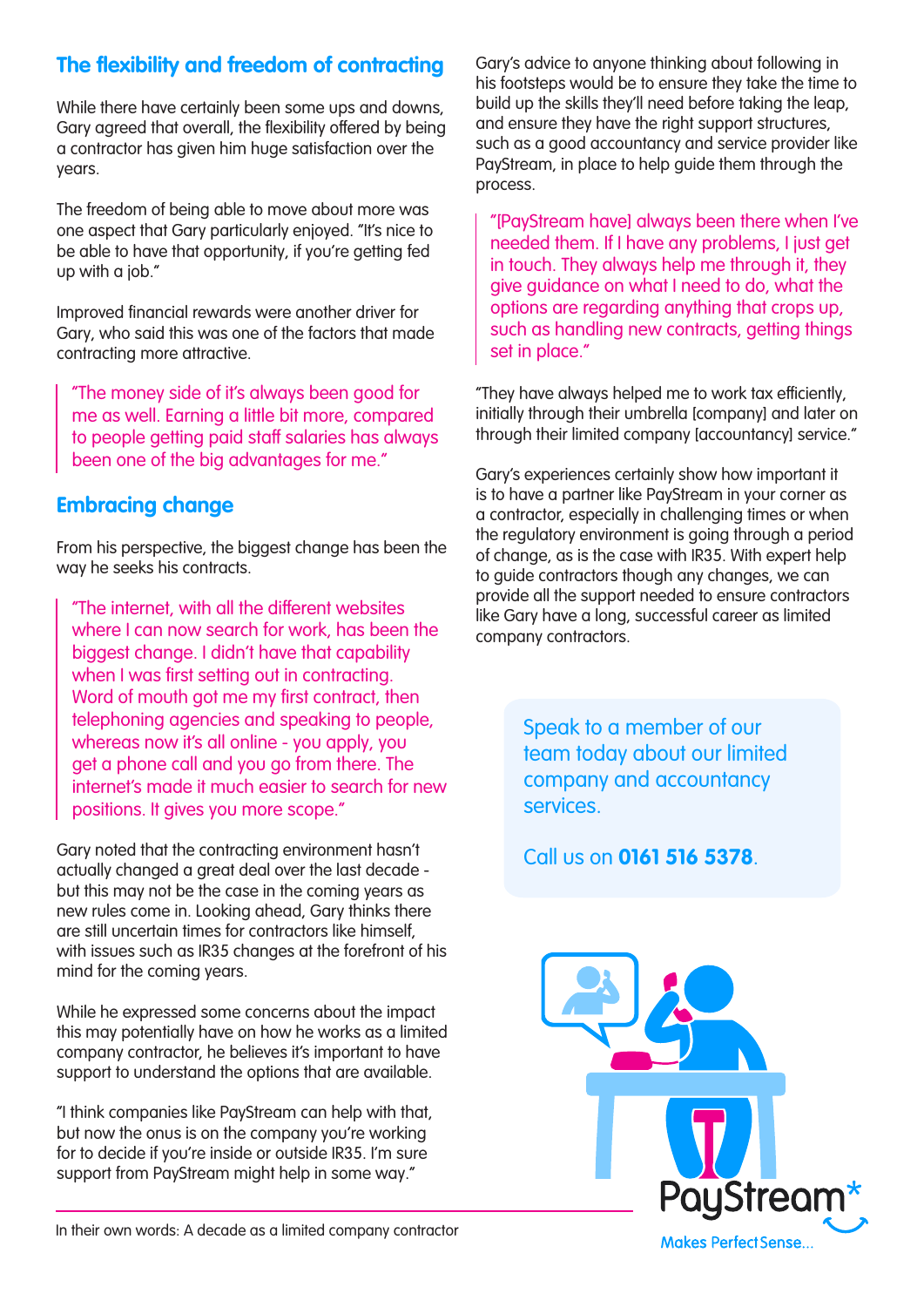## The flexibility and freedom of contracting

While there have certainly been some ups and downs, Gary agreed that overall, the flexibility offered by being a contractor has given him huge satisfaction over the years.

The freedom of being able to move about more was one aspect that Gary particularly enjoyed. "It's nice to be able to have that opportunity, if you're getting fed up with a job."

Improved financial rewards were another driver for Gary, who said this was one of the factors that made contracting more attractive.

> "The money side of it's always been good for me as well. Earning a little bit more, compared to people getting paid staff salaries has always been one of the big advantages for me."

## Embracing change

From his perspective, the biggest change has been the way he seeks his contracts.

> "The internet, with all the different websites where I can now search for work, has been the biggest change. I didn't have that capability when I was first setting out in contracting. Word of mouth got me my first contract, then telephoning agencies and speaking to people, whereas now it's all online - you apply, you get a phone call and you go from there. The internet's made it much easier to search for new positions. It gives you more scope."

Gary noted that the contracting environment hasn't actually changed a great deal over the last decade - but this may not be the case in the coming years as new rules come in. Looking ahead, Gary thinks there are still uncertain times for contractors like himself, with issues such as IR35 changes at the forefront of his mind for the coming years.

While he expressed some concerns about the impact this may potentially have on how he works as a limited company contractor, he believes it's important to have support to understand the options that are available.

"I think companies like PayStream can help with that, but now the onus is on the company you're working for to decide if you're inside or outside IR35. I'm sure support from PayStream might help in some way."

Gary's advice to anyone thinking about following in his footsteps would be to ensure they take the time to build up the skills they'll need before taking the leap, and ensure they have the right support structures, such as a good accountancy and service provider like PayStream, in place to help guide them through the process.

> "[PayStream have] always been there when I've needed them. If I have any problems, I just get in touch. They always help me through it, they give guidance on what I need to do, what the options are regarding anything that crops up, such as handling new contracts, getting things set in place."

"They have always helped me to work tax efficiently, initially through their umbrella [company] and later on through their limited company [accountancy] service."

Gary's experiences certainly show how important it is to have a partner like PayStream in your corner as a contractor, especially in challenging times or when the regulatory environment is going through a period of change, as is the case with IR35. With expert help to guide contractors though any changes, we can provide all the support needed to ensure contractors like Gary have a long, successful career as limited company contractors.

Speak to a member of our team today about our limited company and accountancy services.

Call us on **0161 516 5378**.

PayStream*

Makes Perfect Sense...

In their own words: A decade as a limited company contractor